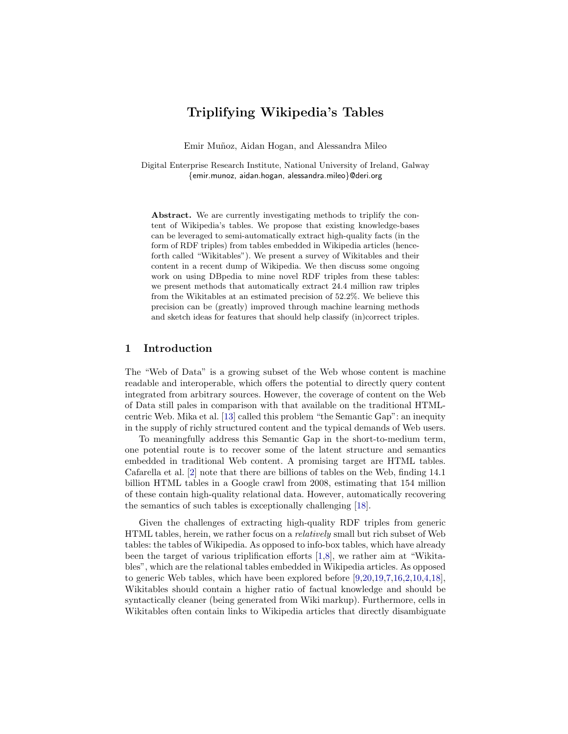# Triplifying Wikipedia's Tables

Emir Muñoz, Aidan Hogan, and Alessandra Mileo

Digital Enterprise Research Institute, National University of Ireland, Galway
{emir.munoz, aidan.hogan, alessandra.mileo}@deri.org

**Abstract.** We are currently investigating methods to triplify the content of Wikipedia's tables. We propose that existing knowledge-bases can be leveraged to semi-automatically extract high-quality facts (in the form of RDF triples) from tables embedded in Wikipedia articles (henceforth called "Wikitables"). We present a survey of Wikitables and their content in a recent dump of Wikipedia. We then discuss some ongoing work on using DBpedia to mine novel RDF triples from these tables: we present methods that automatically extract 24.4 million raw triples from the Wikitables at an estimated precision of 52.2%. We believe this precision can be (greatly) improved through machine learning methods and sketch ideas for features that should help classify (in)correct triples.

## 1 Introduction

The "Web of Data" is a growing subset of the Web whose content is machine readable and interoperable, which offers the potential to directly query content integrated from arbitrary sources. However, the coverage of content on the Web of Data still pales in comparison with that available on the traditional HTML-centric Web. Mika et al. [13] called this problem "the Semantic Gap": an inequity in the supply of richly structured content and the typical demands of Web users.

To meaningfully address this Semantic Gap in the short-to-medium term, one potential route is to recover some of the latent structure and semantics embedded in traditional Web content. A promising target are HTML tables. Cafarella et al. [2] note that there are billions of tables on the Web, finding 14.1 billion HTML tables in a Google crawl from 2008, estimating that 154 million of these contain high-quality relational data. However, automatically recovering the semantics of such tables is exceptionally challenging [18].

Given the challenges of extracting high-quality RDF triples from generic HTML tables, herein, we rather focus on a *relatively* small but rich subset of Web tables: the tables of Wikipedia. As opposed to info-box tables, which have already been the target of various triplification efforts [1,8], we rather aim at "Wikitables", which are the relational tables embedded in Wikipedia articles. As opposed to generic Web tables, which have been explored before [9,20,19,7,16,2,10,4,18], Wikitables should contain a higher ratio of factual knowledge and should be syntactically cleaner (being generated from Wiki markup). Furthermore, cells in Wikitables often contain links to Wikipedia articles that directly disambiguate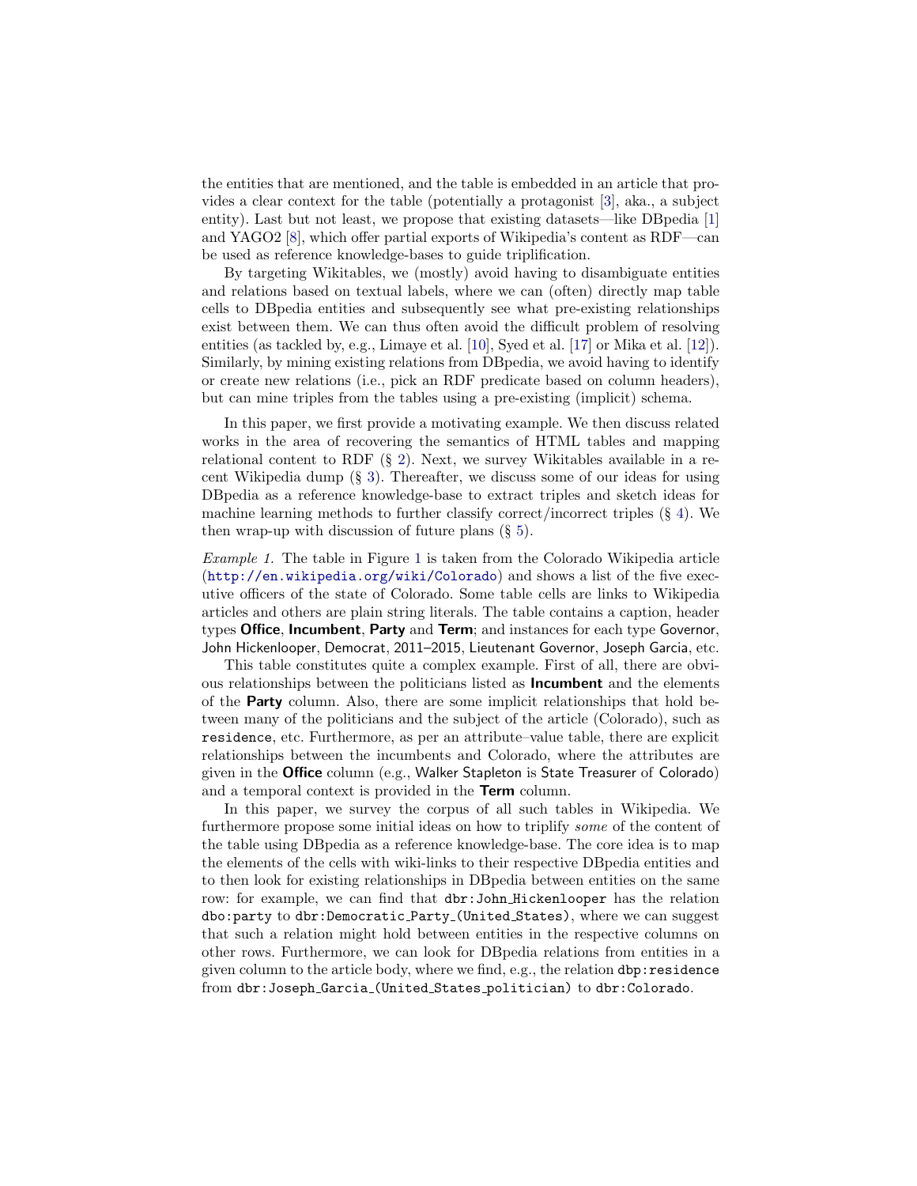the entities that are mentioned, and the table is embedded in an article that provides a clear context for the table (potentially a protagonist [3], aka., a subject entity). Last but not least, we propose that existing datasets—like DBpedia [1] and YAGO2 [8], which offer partial exports of Wikipedia's content as RDF—can be used as reference knowledge-bases to guide triplification.

By targeting Wikitables, we (mostly) avoid having to disambiguate entities and relations based on textual labels, where we can (often) directly map table cells to DBpedia entities and subsequently see what pre-existing relationships exist between them. We can thus often avoid the difficult problem of resolving entities (as tackled by, e.g., Limaye et al. [10], Syed et al. [17] or Mika et al. [12]). Similarly, by mining existing relations from DBpedia, we avoid having to identify or create new relations (i.e., pick an RDF predicate based on column headers), but can mine triples from the tables using a pre-existing (implicit) schema.

In this paper, we first provide a motivating example. We then discuss related works in the area of recovering the semantics of HTML tables and mapping relational content to RDF (§ 2). Next, we survey Wikitables available in a recent Wikipedia dump (§ 3). Thereafter, we discuss some of our ideas for using DBpedia as a reference knowledge-base to extract triples and sketch ideas for machine learning methods to further classify correct/incorrect triples (§ 4). We then wrap-up with discussion of future plans (§ 5).

*Example 1.* The table in Figure 1 is taken from the Colorado Wikipedia article (`http://en.wikipedia.org/wiki/Colorado`) and shows a list of the five executive officers of the state of Colorado. Some table cells are links to Wikipedia articles and others are plain string literals. The table contains a caption, header types **Office**, **Incumbent**, **Party** and **Term**; and instances for each type Governor, John Hickenlooper, Democrat, 2011–2015, Lieutenant Governor, Joseph Garcia, etc.

This table constitutes quite a complex example. First of all, there are obvious relationships between the politicians listed as **Incumbent** and the elements of the **Party** column. Also, there are some implicit relationships that hold between many of the politicians and the subject of the article (Colorado), such as `residence`, etc. Furthermore, as per an attribute–value table, there are explicit relationships between the incumbents and Colorado, where the attributes are given in the **Office** column (e.g., Walker Stapleton is State Treasurer of Colorado) and a temporal context is provided in the **Term** column.

In this paper, we survey the corpus of all such tables in Wikipedia. We furthermore propose some initial ideas on how to triplify *some* of the content of the table using DBpedia as a reference knowledge-base. The core idea is to map the elements of the cells with wiki-links to their respective DBpedia entities and to then look for existing relationships in DBpedia between entities on the same row: for example, we can find that `dbr:John_Hickenlooper` has the relation `dbo:party` to `dbr:Democratic_Party_(United_States)`, where we can suggest that such a relation might hold between entities in the respective columns on other rows. Furthermore, we can look for DBpedia relations from entities in a given column to the article body, where we find, e.g., the relation `dbp:residence` from `dbr:Joseph_Garcia_(United_States_politician)` to `dbr:Colorado`.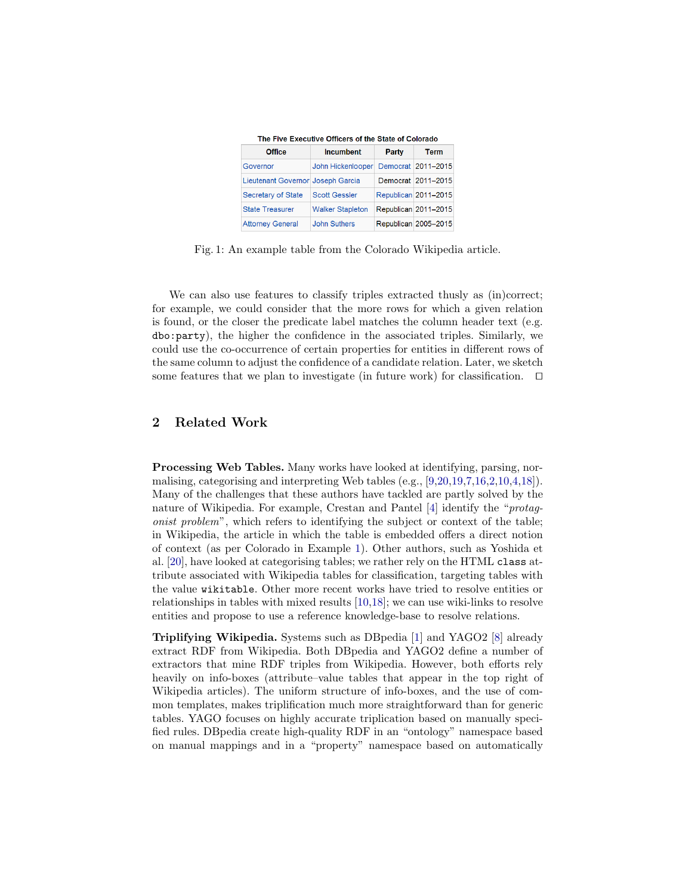**The Five Executive Officers of the State of Colorado**

| Office | Incumbent | Party | Term |
|---|---|---|---|
| Governor | John Hickenlooper | Democrat | 2011–2015 |
| Lieutenant Governor | Joseph Garcia | Democrat | 2011–2015 |
| Secretary of State | Scott Gessler | Republican | 2011–2015 |
| State Treasurer | Walker Stapleton | Republican | 2011–2015 |
| Attorney General | John Suthers | Republican | 2005–2015 |

Fig. 1: An example table from the Colorado Wikipedia article.

We can also use features to classify triples extracted thusly as (in)correct; for example, we could consider that the more rows for which a given relation is found, or the closer the predicate label matches the column header text (e.g. `dbo:party`), the higher the confidence in the associated triples. Similarly, we could use the co-occurrence of certain properties for entities in different rows of the same column to adjust the confidence of a candidate relation. Later, we sketch some features that we plan to investigate (in future work) for classification. □

## 2 Related Work

**Processing Web Tables.** Many works have looked at identifying, parsing, normalising, categorising and interpreting Web tables (e.g., [9,20,19,7,16,2,10,4,18]). Many of the challenges that these authors have tackled are partly solved by the nature of Wikipedia. For example, Crestan and Pantel [4] identify the "*protagonist problem*", which refers to identifying the subject or context of the table; in Wikipedia, the article in which the table is embedded offers a direct notion of context (as per Colorado in Example 1). Other authors, such as Yoshida et al. [20], have looked at categorising tables; we rather rely on the HTML `class` attribute associated with Wikipedia tables for classification, targeting tables with the value `wikitable`. Other more recent works have tried to resolve entities or relationships in tables with mixed results [10,18]; we can use wiki-links to resolve entities and propose to use a reference knowledge-base to resolve relations.

**Triplifying Wikipedia.** Systems such as DBpedia [1] and YAGO2 [8] already extract RDF from Wikipedia. Both DBpedia and YAGO2 define a number of extractors that mine RDF triples from Wikipedia. However, both efforts rely heavily on info-boxes (attribute–value tables that appear in the top right of Wikipedia articles). The uniform structure of info-boxes, and the use of common templates, makes triplification much more straightforward than for generic tables. YAGO focuses on highly accurate triplication based on manually specified rules. DBpedia create high-quality RDF in an "ontology" namespace based on manual mappings and in a "property" namespace based on automatically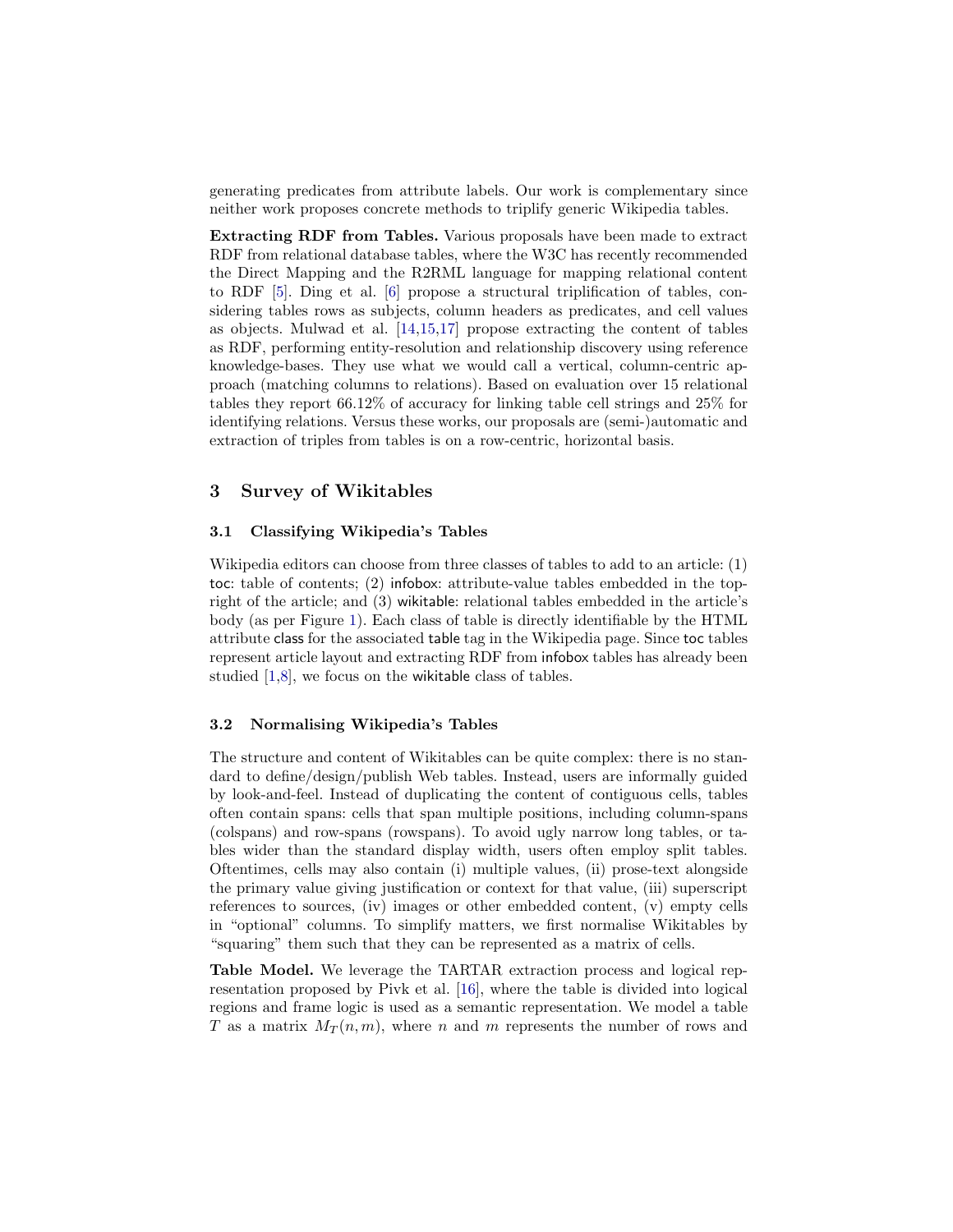generating predicates from attribute labels. Our work is complementary since neither work proposes concrete methods to triplify generic Wikipedia tables.

**Extracting RDF from Tables.** Various proposals have been made to extract RDF from relational database tables, where the W3C has recently recommended the Direct Mapping and the R2RML language for mapping relational content to RDF [5]. Ding et al. [6] propose a structural triplification of tables, considering tables rows as subjects, column headers as predicates, and cell values as objects. Mulwad et al. [14,15,17] propose extracting the content of tables as RDF, performing entity-resolution and relationship discovery using reference knowledge-bases. They use what we would call a vertical, column-centric approach (matching columns to relations). Based on evaluation over 15 relational tables they report 66.12% of accuracy for linking table cell strings and 25% for identifying relations. Versus these works, our proposals are (semi-)automatic and extraction of triples from tables is on a row-centric, horizontal basis.

## 3 Survey of Wikitables

### 3.1 Classifying Wikipedia's Tables

Wikipedia editors can choose from three classes of tables to add to an article: (1) toc: table of contents; (2) infobox: attribute-value tables embedded in the top-right of the article; and (3) wikitable: relational tables embedded in the article's body (as per Figure 1). Each class of table is directly identifiable by the HTML attribute class for the associated table tag in the Wikipedia page. Since toc tables represent article layout and extracting RDF from infobox tables has already been studied [1,8], we focus on the wikitable class of tables.

### 3.2 Normalising Wikipedia's Tables

The structure and content of Wikitables can be quite complex: there is no standard to define/design/publish Web tables. Instead, users are informally guided by look-and-feel. Instead of duplicating the content of contiguous cells, tables often contain spans: cells that span multiple positions, including column-spans (colspans) and row-spans (rowspans). To avoid ugly narrow long tables, or tables wider than the standard display width, users often employ split tables. Oftentimes, cells may also contain (i) multiple values, (ii) prose-text alongside the primary value giving justification or context for that value, (iii) superscript references to sources, (iv) images or other embedded content, (v) empty cells in "optional" columns. To simplify matters, we first normalise Wikitables by "squaring" them such that they can be represented as a matrix of cells.

**Table Model.** We leverage the TARTAR extraction process and logical representation proposed by Pivk et al. [16], where the table is divided into logical regions and frame logic is used as a semantic representation. We model a table $T$ as a matrix $M_T(n, m)$, where $n$ and $m$ represents the number of rows and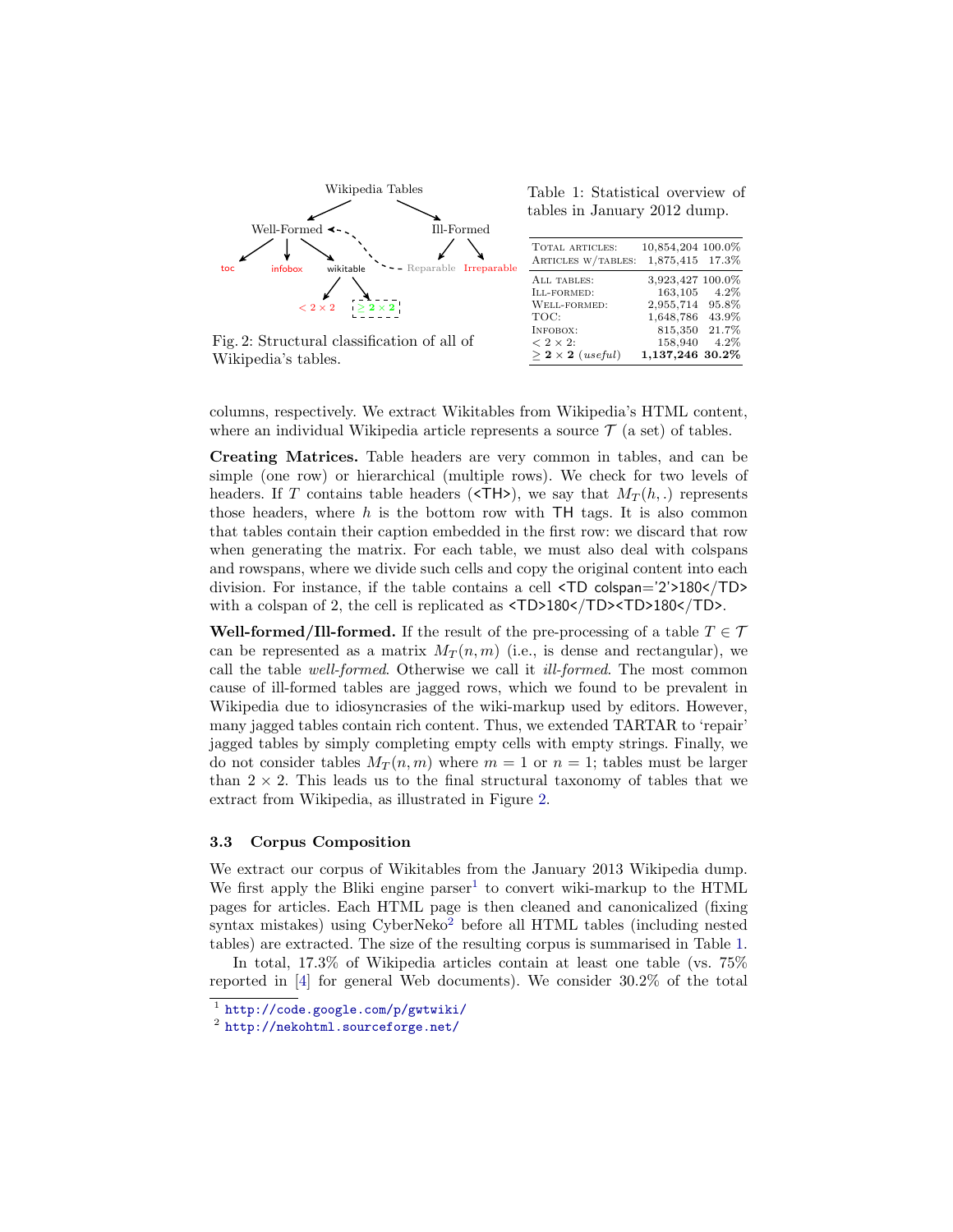Wikipedia Tables

Well-Formed: toc, infobox, wikitable ($< 2 \times 2$, $\geq 2 \times 2$)

Ill-Formed: Reparable, Irreparable

Fig. 2: Structural classification of all of Wikipedia's tables.

Table 1: Statistical overview of tables in January 2012 dump.

| | | |
|---|---|---|
| Total articles: | 10,854,204 | 100.0% |
| Articles w/tables: | 1,875,415 | 17.3% |
| All tables: | 3,923,427 | 100.0% |
| Ill-formed: | 163,105 | 4.2% |
| Well-formed: | 2,955,714 | 95.8% |
| TOC: | 1,648,786 | 43.9% |
| Infobox: | 815,350 | 21.7% |
| $< 2 \times 2$: | 158,940 | 4.2% |
| $\geq$ **2 × 2** (*useful*) | **1,137,246** | **30.2%** |

columns, respectively. We extract Wikitables from Wikipedia's HTML content, where an individual Wikipedia article represents a source $\mathcal{T}$ (a set) of tables.

**Creating Matrices.** Table headers are very common in tables, and can be simple (one row) or hierarchical (multiple rows). We check for two levels of headers. If $T$ contains table headers (<TH>), we say that $M_T(h, .)$ represents those headers, where $h$ is the bottom row with TH tags. It is also common that tables contain their caption embedded in the first row: we discard that row when generating the matrix. For each table, we must also deal with colspans and rowspans, where we divide such cells and copy the original content into each division. For instance, if the table contains a cell <TD colspan='2'>180</TD> with a colspan of 2, the cell is replicated as <TD>180</TD><TD>180</TD>.

**Well-formed/Ill-formed.** If the result of the pre-processing of a table $T \in \mathcal{T}$ can be represented as a matrix $M_T(n, m)$ (i.e., is dense and rectangular), we call the table *well-formed*. Otherwise we call it *ill-formed*. The most common cause of ill-formed tables are jagged rows, which we found to be prevalent in Wikipedia due to idiosyncrasies of the wiki-markup used by editors. However, many jagged tables contain rich content. Thus, we extended TARTAR to 'repair' jagged tables by simply completing empty cells with empty strings. Finally, we do not consider tables $M_T(n, m)$ where $m = 1$ or $n = 1$; tables must be larger than $2 \times 2$. This leads us to the final structural taxonomy of tables that we extract from Wikipedia, as illustrated in Figure 2.

### 3.3 Corpus Composition

We extract our corpus of Wikitables from the January 2013 Wikipedia dump. We first apply the Bliki engine parser[1] to convert wiki-markup to the HTML pages for articles. Each HTML page is then cleaned and canonicalized (fixing syntax mistakes) using CyberNeko[2] before all HTML tables (including nested tables) are extracted. The size of the resulting corpus is summarised in Table 1.

In total, 17.3% of Wikipedia articles contain at least one table (vs. 75% reported in [4] for general Web documents). We consider 30.2% of the total

[1] http://code.google.com/p/gwtwiki/
[2] http://nekohtml.sourceforge.net/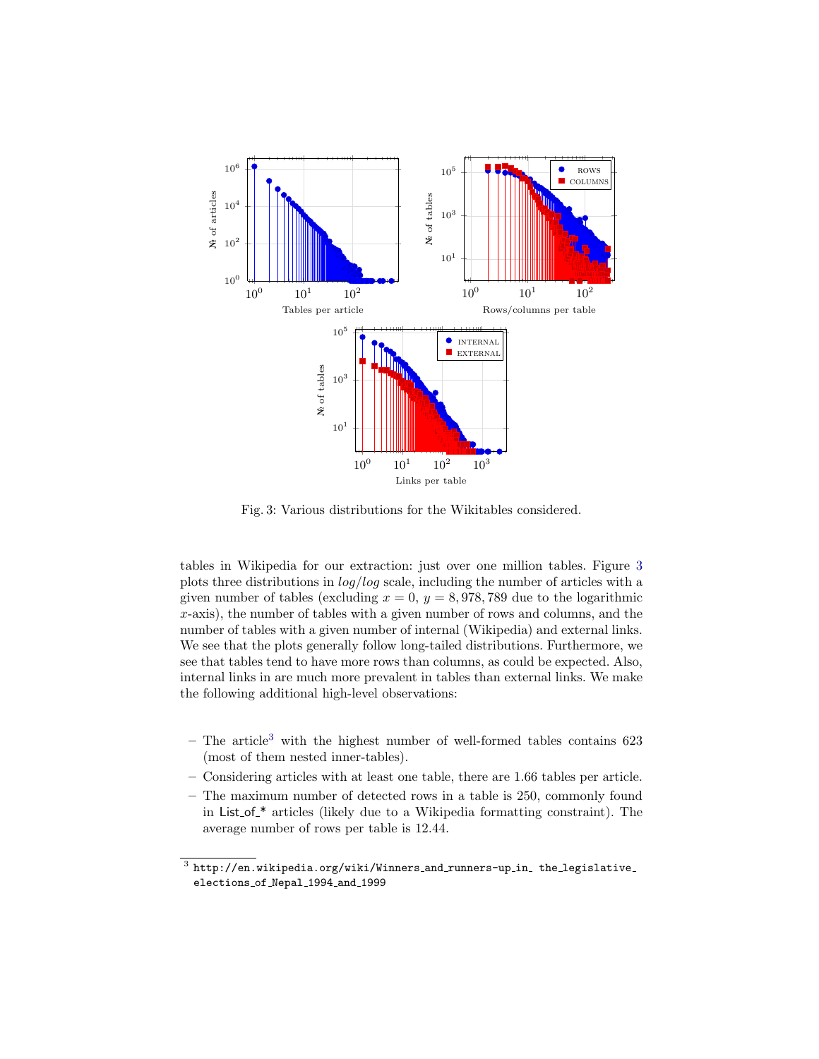Fig. 3: Various distributions for the Wikitables considered.

tables in Wikipedia for our extraction: just over one million tables. Figure 3 plots three distributions in *log*/*log* scale, including the number of articles with a given number of tables (excluding $x = 0$, $y = 8,978,789$ due to the logarithmic $x$-axis), the number of tables with a given number of rows and columns, and the number of tables with a given number of internal (Wikipedia) and external links. We see that the plots generally follow long-tailed distributions. Furthermore, we see that tables tend to have more rows than columns, as could be expected. Also, internal links in are much more prevalent in tables than external links. We make the following additional high-level observations:

- The article[3] with the highest number of well-formed tables contains 623 (most of them nested inner-tables).
- Considering articles with at least one table, there are 1.66 tables per article.
- The maximum number of detected rows in a table is 250, commonly found in List_of_* articles (likely due to a Wikipedia formatting constraint). The average number of rows per table is 12.44.

[3] `http://en.wikipedia.org/wiki/Winners_and_runners-up_in_ the_legislative_elections_of_Nepal_1994_and_1999`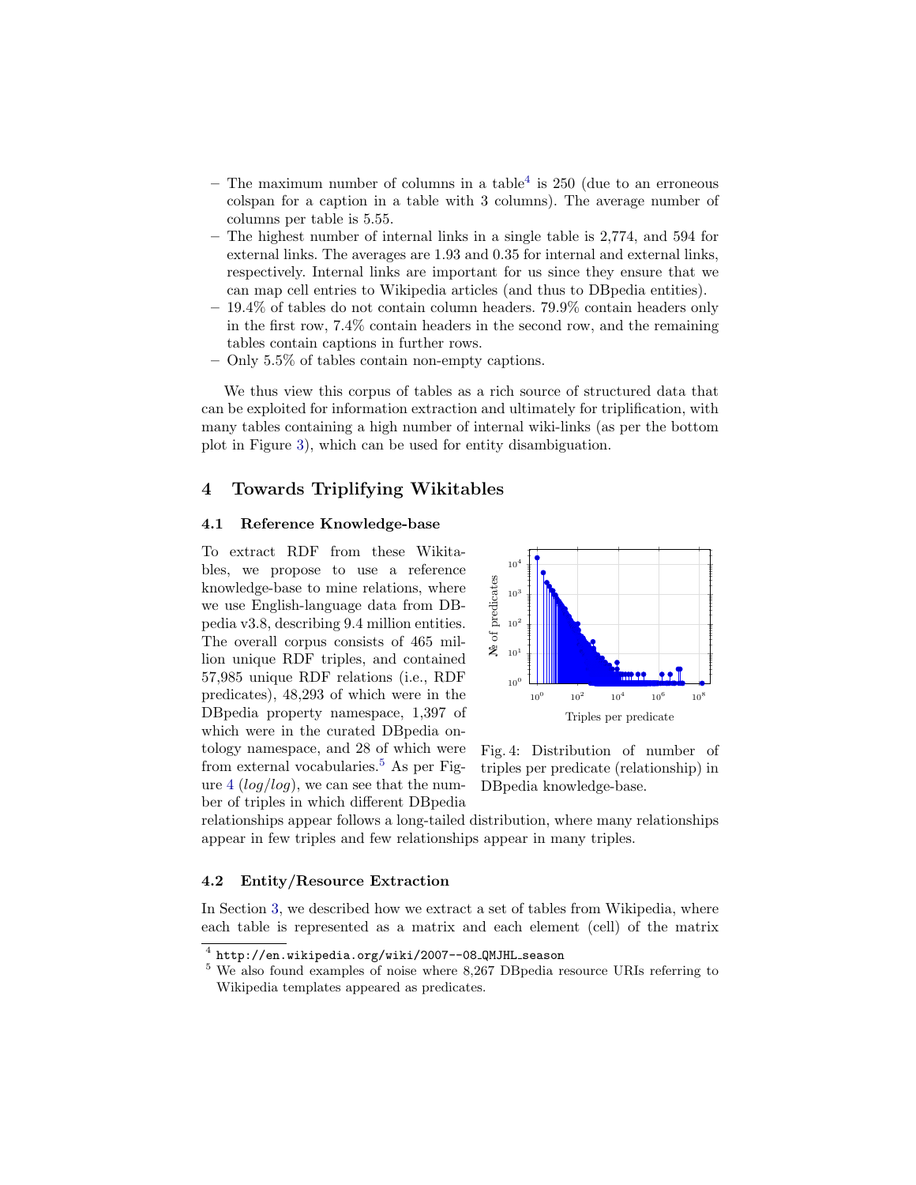- The maximum number of columns in a table[4] is 250 (due to an erroneous colspan for a caption in a table with 3 columns). The average number of columns per table is 5.55.
- The highest number of internal links in a single table is 2,774, and 594 for external links. The averages are 1.93 and 0.35 for internal and external links, respectively. Internal links are important for us since they ensure that we can map cell entries to Wikipedia articles (and thus to DBpedia entities).
- 19.4% of tables do not contain column headers. 79.9% contain headers only in the first row, 7.4% contain headers in the second row, and the remaining tables contain captions in further rows.
- Only 5.5% of tables contain non-empty captions.

We thus view this corpus of tables as a rich source of structured data that can be exploited for information extraction and ultimately for triplification, with many tables containing a high number of internal wiki-links (as per the bottom plot in Figure 3), which can be used for entity disambiguation.

## 4 Towards Triplifying Wikitables

### 4.1 Reference Knowledge-base

To extract RDF from these Wikitables, we propose to use a reference knowledge-base to mine relations, where we use English-language data from DBpedia v3.8, describing 9.4 million entities. The overall corpus consists of 465 million unique RDF triples, and contained 57,985 unique RDF relations (i.e., RDF predicates), 48,293 of which were in the DBpedia property namespace, 1,397 of which were in the curated DBpedia ontology namespace, and 28 of which were from external vocabularies.[5] As per Figure 4 ($log/log$), we can see that the number of triples in which different DBpedia relationships appear follows a long-tailed distribution, where many relationships appear in few triples and few relationships appear in many triples.

Fig. 4: Distribution of number of triples per predicate (relationship) in DBpedia knowledge-base.

### 4.2 Entity/Resource Extraction

In Section 3, we described how we extract a set of tables from Wikipedia, where each table is represented as a matrix and each element (cell) of the matrix

[4] http://en.wikipedia.org/wiki/2007--08_QMJHL_season

[5] We also found examples of noise where 8,267 DBpedia resource URIs referring to Wikipedia templates appeared as predicates.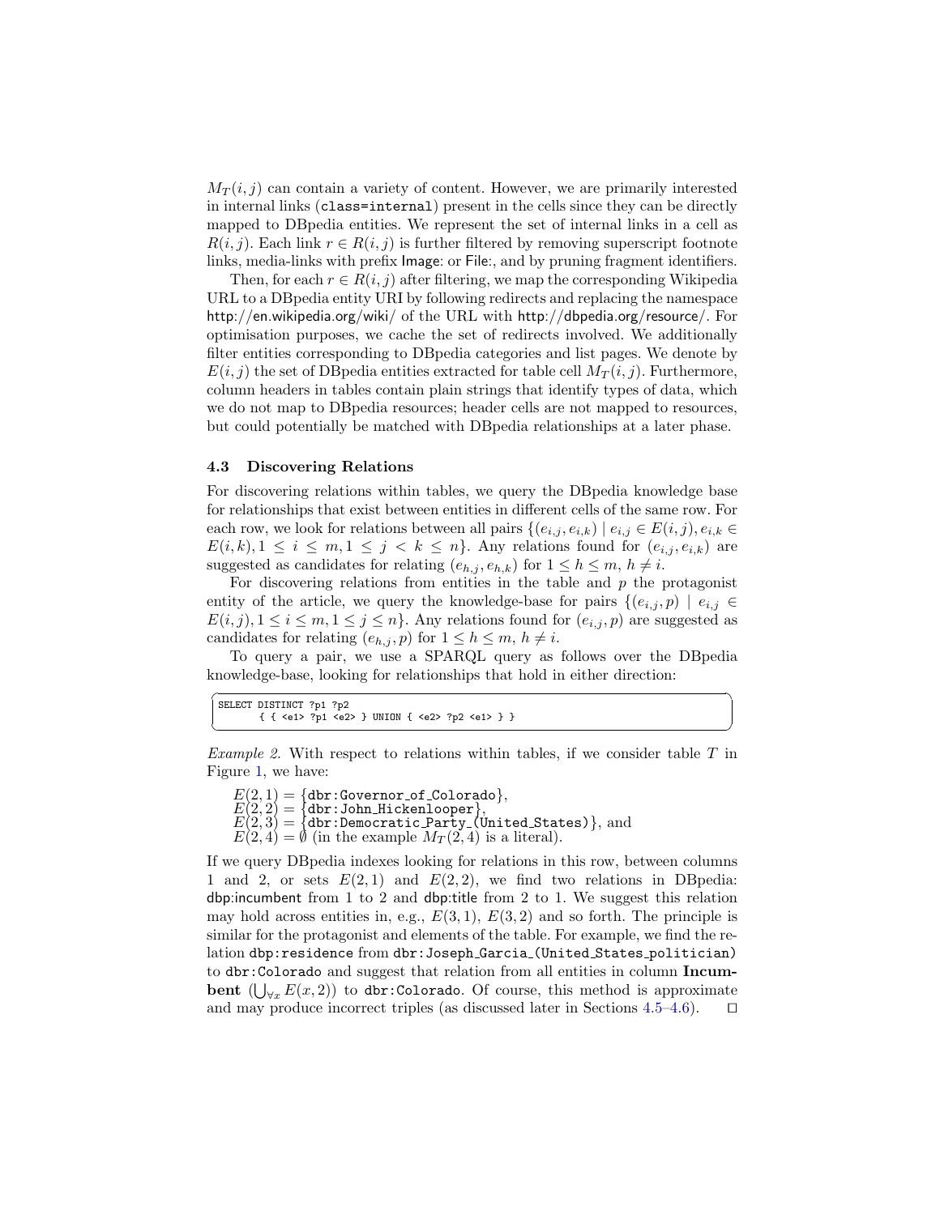$M_T(i,j)$ can contain a variety of content. However, we are primarily interested in internal links (`class=internal`) present in the cells since they can be directly mapped to DBpedia entities. We represent the set of internal links in a cell as $R(i,j)$. Each link $r \in R(i,j)$ is further filtered by removing superscript footnote links, media-links with prefix Image: or File:, and by pruning fragment identifiers.

Then, for each $r \in R(i,j)$ after filtering, we map the corresponding Wikipedia URL to a DBpedia entity URI by following redirects and replacing the namespace http://en.wikipedia.org/wiki/ of the URL with http://dbpedia.org/resource/. For optimisation purposes, we cache the set of redirects involved. We additionally filter entities corresponding to DBpedia categories and list pages. We denote by $E(i,j)$ the set of DBpedia entities extracted for table cell $M_T(i,j)$. Furthermore, column headers in tables contain plain strings that identify types of data, which we do not map to DBpedia resources; header cells are not mapped to resources, but could potentially be matched with DBpedia relationships at a later phase.

### 4.3 Discovering Relations

For discovering relations within tables, we query the DBpedia knowledge base for relationships that exist between entities in different cells of the same row. For each row, we look for relations between all pairs $\{(e_{i,j}, e_{i,k}) \mid e_{i,j} \in E(i,j), e_{i,k} \in E(i,k), 1 \leq i \leq m, 1 \leq j < k \leq n\}$. Any relations found for $(e_{i,j}, e_{i,k})$ are suggested as candidates for relating $(e_{h,j}, e_{h,k})$ for $1 \leq h \leq m$, $h \neq i$.

For discovering relations from entities in the table and $p$ the protagonist entity of the article, we query the knowledge-base for pairs $\{(e_{i,j}, p) \mid e_{i,j} \in E(i,j), 1 \leq i \leq m, 1 \leq j \leq n\}$. Any relations found for $(e_{i,j}, p)$ are suggested as candidates for relating $(e_{h,j}, p)$ for $1 \leq h \leq m$, $h \neq i$.

To query a pair, we use a SPARQL query as follows over the DBpedia knowledge-base, looking for relationships that hold in either direction:

```
SELECT DISTINCT ?p1 ?p2
       { { <e1> ?p1 <e2> } UNION { <e2> ?p2 <e1> } }
```

*Example 2.* With respect to relations within tables, if we consider table $T$ in Figure 1, we have:

$E(2,1) = \{$`dbr:Governor_of_Colorado`$\}$,
$E(2,2) = \{$`dbr:John_Hickenlooper`$\}$,
$E(2,3) = \{$`dbr:Democratic_Party_(United_States)`$\}$, and
$E(2,4) = \emptyset$ (in the example $M_T(2,4)$ is a literal).

If we query DBpedia indexes looking for relations in this row, between columns 1 and 2, or sets $E(2,1)$ and $E(2,2)$, we find two relations in DBpedia: dbp:incumbent from 1 to 2 and dbp:title from 2 to 1. We suggest this relation may hold across entities in, e.g., $E(3,1)$, $E(3,2)$ and so forth. The principle is similar for the protagonist and elements of the table. For example, we find the relation `dbp:residence` from `dbr:Joseph_Garcia_(United_States_politician)` to `dbr:Colorado` and suggest that relation from all entities in column **Incumbent** ($\bigcup_{\forall x} E(x,2)$) to `dbr:Colorado`. Of course, this method is approximate and may produce incorrect triples (as discussed later in Sections 4.5–4.6). $\square$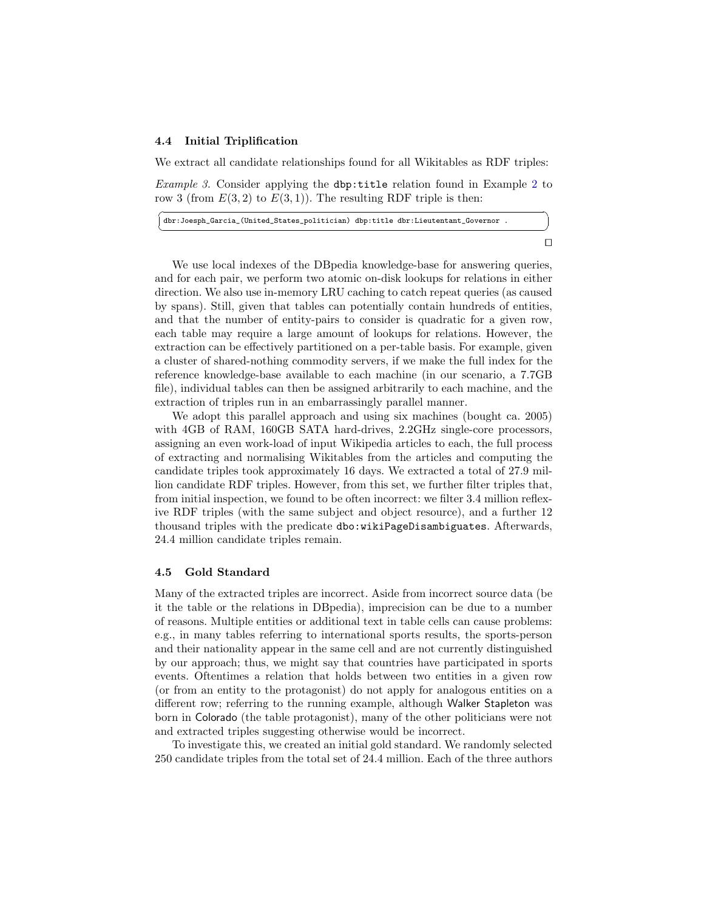### 4.4 Initial Triplification

We extract all candidate relationships found for all Wikitables as RDF triples:

*Example 3.* Consider applying the `dbp:title` relation found in Example 2 to row 3 (from $E(3, 2)$ to $E(3, 1)$). The resulting RDF triple is then:

```
dbr:Joesph_Garcia_(United_States_politician) dbp:title dbr:Lieutentant_Governor .
```

□

We use local indexes of the DBpedia knowledge-base for answering queries, and for each pair, we perform two atomic on-disk lookups for relations in either direction. We also use in-memory LRU caching to catch repeat queries (as caused by spans). Still, given that tables can potentially contain hundreds of entities, and that the number of entity-pairs to consider is quadratic for a given row, each table may require a large amount of lookups for relations. However, the extraction can be effectively partitioned on a per-table basis. For example, given a cluster of shared-nothing commodity servers, if we make the full index for the reference knowledge-base available to each machine (in our scenario, a 7.7GB file), individual tables can then be assigned arbitrarily to each machine, and the extraction of triples run in an embarrassingly parallel manner.

We adopt this parallel approach and using six machines (bought ca. 2005) with 4GB of RAM, 160GB SATA hard-drives, 2.2GHz single-core processors, assigning an even work-load of input Wikipedia articles to each, the full process of extracting and normalising Wikitables from the articles and computing the candidate triples took approximately 16 days. We extracted a total of 27.9 million candidate RDF triples. However, from this set, we further filter triples that, from initial inspection, we found to be often incorrect: we filter 3.4 million reflexive RDF triples (with the same subject and object resource), and a further 12 thousand triples with the predicate `dbo:wikiPageDisambiguates`. Afterwards, 24.4 million candidate triples remain.

### 4.5 Gold Standard

Many of the extracted triples are incorrect. Aside from incorrect source data (be it the table or the relations in DBpedia), imprecision can be due to a number of reasons. Multiple entities or additional text in table cells can cause problems: e.g., in many tables referring to international sports results, the sports-person and their nationality appear in the same cell and are not currently distinguished by our approach; thus, we might say that countries have participated in sports events. Oftentimes a relation that holds between two entities in a given row (or from an entity to the protagonist) do not apply for analogous entities on a different row; referring to the running example, although Walker Stapleton was born in Colorado (the table protagonist), many of the other politicians were not and extracted triples suggesting otherwise would be incorrect.

To investigate this, we created an initial gold standard. We randomly selected 250 candidate triples from the total set of 24.4 million. Each of the three authors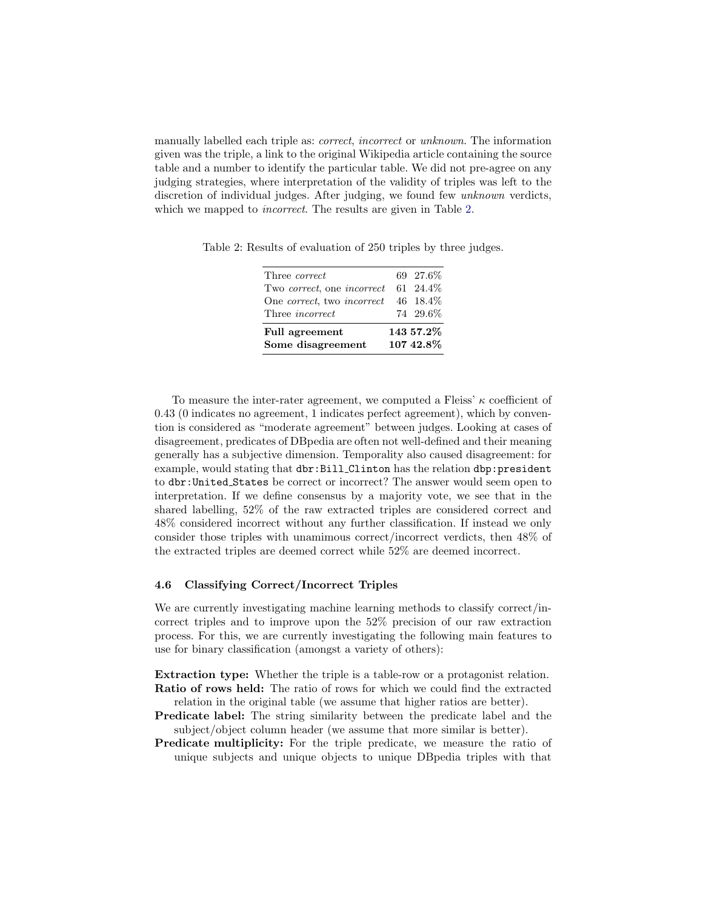manually labelled each triple as: *correct*, *incorrect* or *unknown*. The information given was the triple, a link to the original Wikipedia article containing the source table and a number to identify the particular table. We did not pre-agree on any judging strategies, where interpretation of the validity of triples was left to the discretion of individual judges. After judging, we found few *unknown* verdicts, which we mapped to *incorrect*. The results are given in Table 2.

Table 2: Results of evaluation of 250 triples by three judges.

| | | |
|---|---|---|
| Three *correct* | 69 | 27.6% |
| Two *correct*, one *incorrect* | 61 | 24.4% |
| One *correct*, two *incorrect* | 46 | 18.4% |
| Three *incorrect* | 74 | 29.6% |
| **Full agreement** | **143** | **57.2%** |
| **Some disagreement** | **107** | **42.8%** |

To measure the inter-rater agreement, we computed a Fleiss' $\kappa$ coefficient of 0.43 (0 indicates no agreement, 1 indicates perfect agreement), which by convention is considered as "moderate agreement" between judges. Looking at cases of disagreement, predicates of DBpedia are often not well-defined and their meaning generally has a subjective dimension. Temporality also caused disagreement: for example, would stating that `dbr:Bill_Clinton` has the relation `dbp:president` to `dbr:United_States` be correct or incorrect? The answer would seem open to interpretation. If we define consensus by a majority vote, we see that in the shared labelling, 52% of the raw extracted triples are considered correct and 48% considered incorrect without any further classification. If instead we only consider those triples with unamimous correct/incorrect verdicts, then 48% of the extracted triples are deemed correct while 52% are deemed incorrect.

### 4.6 Classifying Correct/Incorrect Triples

We are currently investigating machine learning methods to classify correct/incorrect triples and to improve upon the 52% precision of our raw extraction process. For this, we are currently investigating the following main features to use for binary classification (amongst a variety of others):

**Extraction type:** Whether the triple is a table-row or a protagonist relation.

**Ratio of rows held:** The ratio of rows for which we could find the extracted relation in the original table (we assume that higher ratios are better).

**Predicate label:** The string similarity between the predicate label and the subject/object column header (we assume that more similar is better).

**Predicate multiplicity:** For the triple predicate, we measure the ratio of unique subjects and unique objects to unique DBpedia triples with that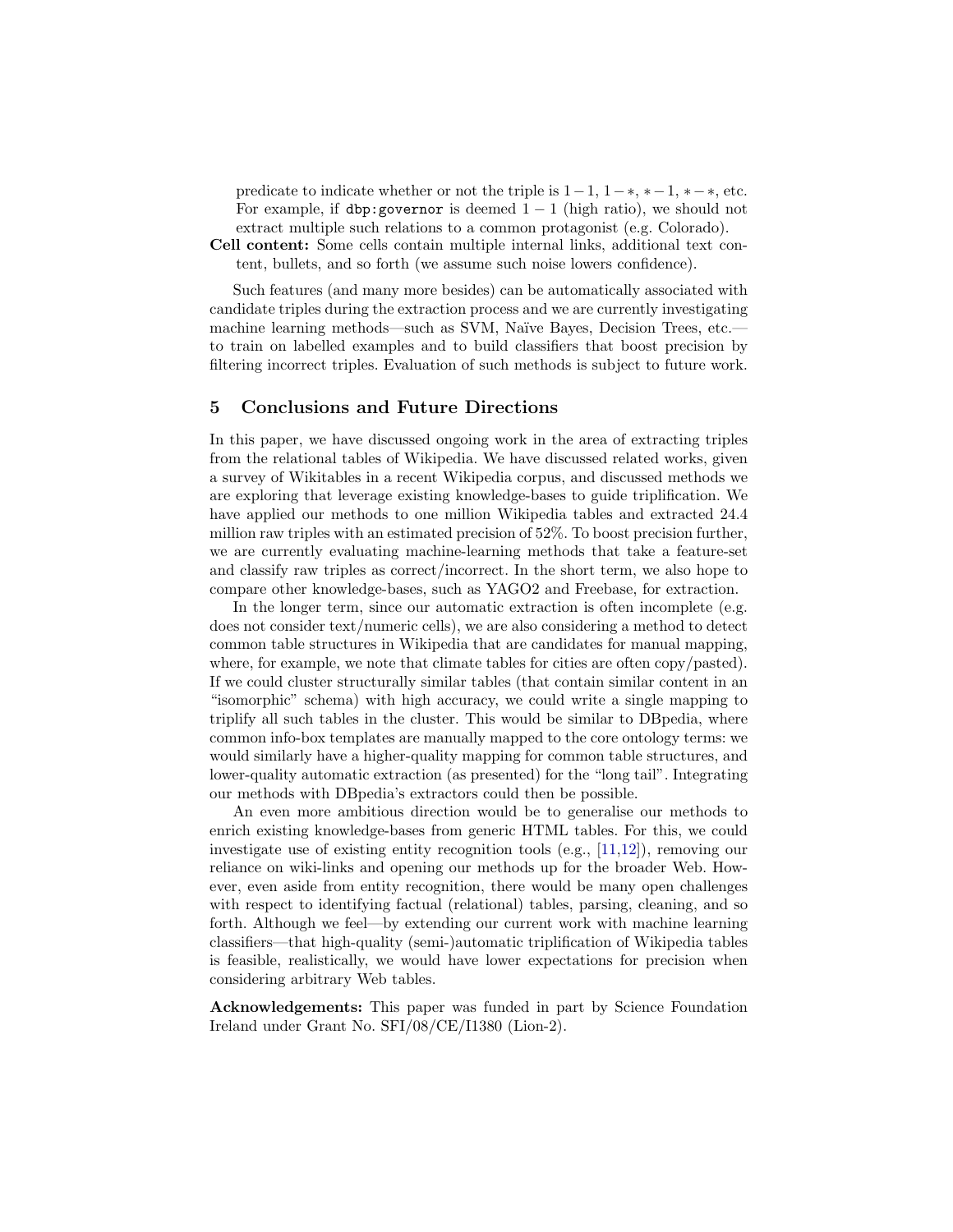predicate to indicate whether or not the triple is $1-1$, $1-*$, $*-1$, $*-*$, etc. For example, if `dbp:governor` is deemed $1-1$ (high ratio), we should not extract multiple such relations to a common protagonist (e.g. Colorado).

**Cell content:** Some cells contain multiple internal links, additional text content, bullets, and so forth (we assume such noise lowers confidence).

Such features (and many more besides) can be automatically associated with candidate triples during the extraction process and we are currently investigating machine learning methods—such as SVM, Naïve Bayes, Decision Trees, etc.—to train on labelled examples and to build classifiers that boost precision by filtering incorrect triples. Evaluation of such methods is subject to future work.

## 5 Conclusions and Future Directions

In this paper, we have discussed ongoing work in the area of extracting triples from the relational tables of Wikipedia. We have discussed related works, given a survey of Wikitables in a recent Wikipedia corpus, and discussed methods we are exploring that leverage existing knowledge-bases to guide triplification. We have applied our methods to one million Wikipedia tables and extracted 24.4 million raw triples with an estimated precision of 52%. To boost precision further, we are currently evaluating machine-learning methods that take a feature-set and classify raw triples as correct/incorrect. In the short term, we also hope to compare other knowledge-bases, such as YAGO2 and Freebase, for extraction.

In the longer term, since our automatic extraction is often incomplete (e.g. does not consider text/numeric cells), we are also considering a method to detect common table structures in Wikipedia that are candidates for manual mapping, where, for example, we note that climate tables for cities are often copy/pasted). If we could cluster structurally similar tables (that contain similar content in an "isomorphic" schema) with high accuracy, we could write a single mapping to triplify all such tables in the cluster. This would be similar to DBpedia, where common info-box templates are manually mapped to the core ontology terms: we would similarly have a higher-quality mapping for common table structures, and lower-quality automatic extraction (as presented) for the "long tail". Integrating our methods with DBpedia's extractors could then be possible.

An even more ambitious direction would be to generalise our methods to enrich existing knowledge-bases from generic HTML tables. For this, we could investigate use of existing entity recognition tools (e.g., [11,12]), removing our reliance on wiki-links and opening our methods up for the broader Web. However, even aside from entity recognition, there would be many open challenges with respect to identifying factual (relational) tables, parsing, cleaning, and so forth. Although we feel—by extending our current work with machine learning classifiers—that high-quality (semi-)automatic triplification of Wikipedia tables is feasible, realistically, we would have lower expectations for precision when considering arbitrary Web tables.

**Acknowledgements:** This paper was funded in part by Science Foundation Ireland under Grant No. SFI/08/CE/I1380 (Lion-2).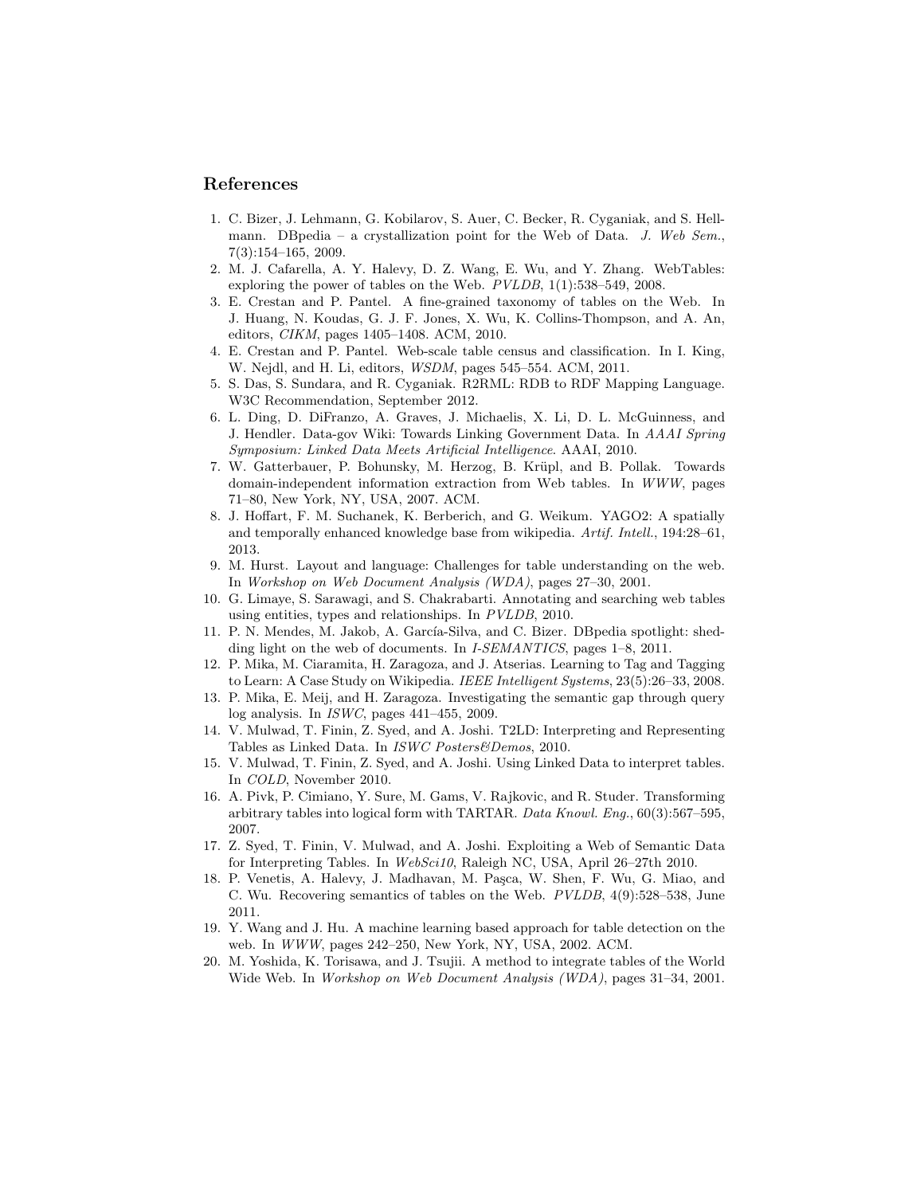## References

1. C. Bizer, J. Lehmann, G. Kobilarov, S. Auer, C. Becker, R. Cyganiak, and S. Hellmann. DBpedia – a crystallization point for the Web of Data. *J. Web Sem.*, 7(3):154–165, 2009.
2. M. J. Cafarella, A. Y. Halevy, D. Z. Wang, E. Wu, and Y. Zhang. WebTables: exploring the power of tables on the Web. *PVLDB*, 1(1):538–549, 2008.
3. E. Crestan and P. Pantel. A fine-grained taxonomy of tables on the Web. In J. Huang, N. Koudas, G. J. F. Jones, X. Wu, K. Collins-Thompson, and A. An, editors, *CIKM*, pages 1405–1408. ACM, 2010.
4. E. Crestan and P. Pantel. Web-scale table census and classification. In I. King, W. Nejdl, and H. Li, editors, *WSDM*, pages 545–554. ACM, 2011.
5. S. Das, S. Sundara, and R. Cyganiak. R2RML: RDB to RDF Mapping Language. W3C Recommendation, September 2012.
6. L. Ding, D. DiFranzo, A. Graves, J. Michaelis, X. Li, D. L. McGuinness, and J. Hendler. Data-gov Wiki: Towards Linking Government Data. In *AAAI Spring Symposium: Linked Data Meets Artificial Intelligence*. AAAI, 2010.
7. W. Gatterbauer, P. Bohunsky, M. Herzog, B. Krüpl, and B. Pollak. Towards domain-independent information extraction from Web tables. In *WWW*, pages 71–80, New York, NY, USA, 2007. ACM.
8. J. Hoffart, F. M. Suchanek, K. Berberich, and G. Weikum. YAGO2: A spatially and temporally enhanced knowledge base from wikipedia. *Artif. Intell.*, 194:28–61, 2013.
9. M. Hurst. Layout and language: Challenges for table understanding on the web. In *Workshop on Web Document Analysis (WDA)*, pages 27–30, 2001.
10. G. Limaye, S. Sarawagi, and S. Chakrabarti. Annotating and searching web tables using entities, types and relationships. In *PVLDB*, 2010.
11. P. N. Mendes, M. Jakob, A. García-Silva, and C. Bizer. DBpedia spotlight: shedding light on the web of documents. In *I-SEMANTICS*, pages 1–8, 2011.
12. P. Mika, M. Ciaramita, H. Zaragoza, and J. Atserias. Learning to Tag and Tagging to Learn: A Case Study on Wikipedia. *IEEE Intelligent Systems*, 23(5):26–33, 2008.
13. P. Mika, E. Meij, and H. Zaragoza. Investigating the semantic gap through query log analysis. In *ISWC*, pages 441–455, 2009.
14. V. Mulwad, T. Finin, Z. Syed, and A. Joshi. T2LD: Interpreting and Representing Tables as Linked Data. In *ISWC Posters&Demos*, 2010.
15. V. Mulwad, T. Finin, Z. Syed, and A. Joshi. Using Linked Data to interpret tables. In *COLD*, November 2010.
16. A. Pivk, P. Cimiano, Y. Sure, M. Gams, V. Rajkovic, and R. Studer. Transforming arbitrary tables into logical form with TARTAR. *Data Knowl. Eng.*, 60(3):567–595, 2007.
17. Z. Syed, T. Finin, V. Mulwad, and A. Joshi. Exploiting a Web of Semantic Data for Interpreting Tables. In *WebSci10*, Raleigh NC, USA, April 26–27th 2010.
18. P. Venetis, A. Halevy, J. Madhavan, M. Paşca, W. Shen, F. Wu, G. Miao, and C. Wu. Recovering semantics of tables on the Web. *PVLDB*, 4(9):528–538, June 2011.
19. Y. Wang and J. Hu. A machine learning based approach for table detection on the web. In *WWW*, pages 242–250, New York, NY, USA, 2002. ACM.
20. M. Yoshida, K. Torisawa, and J. Tsujii. A method to integrate tables of the World Wide Web. In *Workshop on Web Document Analysis (WDA)*, pages 31–34, 2001.